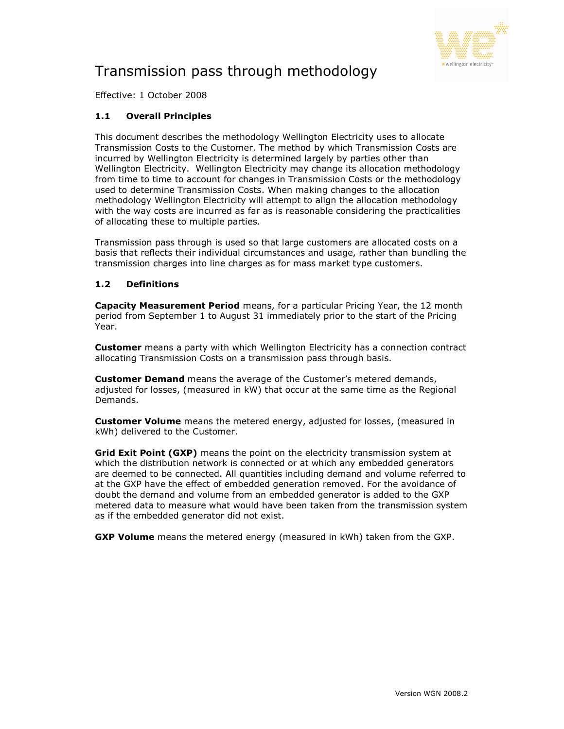# Transmission pass through methodology

Effective: 1 October 2008

## 1.1 Overall Principles

This document describes the methodology Wellington Electricity uses to allocate Transmission Costs to the Customer. The method by which Transmission Costs are incurred by Wellington Electricity is determined largely by parties other than Wellington Electricity. Wellington Electricity may change its allocation methodology from time to time to account for changes in Transmission Costs or the methodology used to determine Transmission Costs. When making changes to the allocation methodology Wellington Electricity will attempt to align the allocation methodology with the way costs are incurred as far as is reasonable considering the practicalities of allocating these to multiple parties.

Transmission pass through is used so that large customers are allocated costs on a basis that reflects their individual circumstances and usage, rather than bundling the transmission charges into line charges as for mass market type customers.

## 1.2 Definitions

**Capacity Measurement Period** means, for a particular Pricing Year, the 12 month period from September 1 to August 31 immediately prior to the start of the Pricing Year.

**Customer** means a party with which Wellington Electricity has a connection contract allocating Transmission Costs on a transmission pass through basis.

**Customer Demand** means the average of the Customer's metered demands, adjusted for losses, (measured in kW) that occur at the same time as the Regional Demands.

**Customer Volume** means the metered energy, adjusted for losses, (measured in kWh) delivered to the Customer.

**Grid Exit Point (GXP)** means the point on the electricity transmission system at which the distribution network is connected or at which any embedded generators are deemed to be connected. All quantities including demand and volume referred to at the GXP have the effect of embedded generation removed. For the avoidance of doubt the demand and volume from an embedded generator is added to the GXP metered data to measure what would have been taken from the transmission system as if the embedded generator did not exist.

**GXP Volume** means the metered energy (measured in kWh) taken from the GXP.

Version WGN 2008.2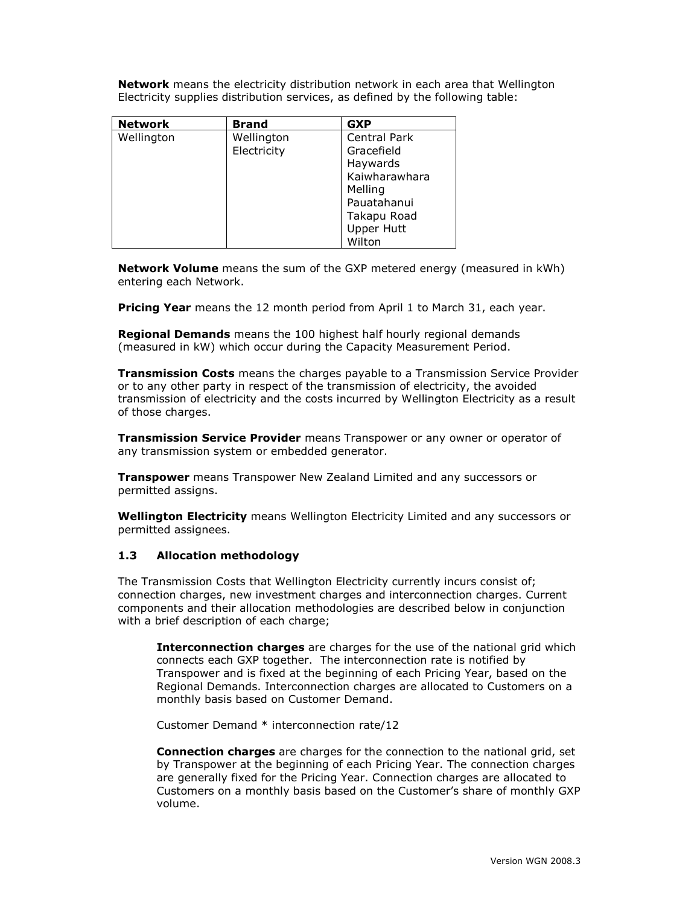**Network** means the electricity distribution network in each area that Wellington Electricity supplies distribution services, as defined by the following table:

| Network | Brand | GXP |
|---|---|---|
| Wellington | Wellington Electricity | Central Park<br>Gracefield<br>Haywards<br>Kaiwharawhara<br>Melling<br>Pauatahanui<br>Takapu Road<br>Upper Hutt<br>Wilton |

**Network Volume** means the sum of the GXP metered energy (measured in kWh) entering each Network.

**Pricing Year** means the 12 month period from April 1 to March 31, each year.

**Regional Demands** means the 100 highest half hourly regional demands (measured in kW) which occur during the Capacity Measurement Period.

**Transmission Costs** means the charges payable to a Transmission Service Provider or to any other party in respect of the transmission of electricity, the avoided transmission of electricity and the costs incurred by Wellington Electricity as a result of those charges.

**Transmission Service Provider** means Transpower or any owner or operator of any transmission system or embedded generator.

**Transpower** means Transpower New Zealand Limited and any successors or permitted assigns.

**Wellington Electricity** means Wellington Electricity Limited and any successors or permitted assignees.

### 1.3 Allocation methodology

The Transmission Costs that Wellington Electricity currently incurs consist of; connection charges, new investment charges and interconnection charges. Current components and their allocation methodologies are described below in conjunction with a brief description of each charge;

**Interconnection charges** are charges for the use of the national grid which connects each GXP together. The interconnection rate is notified by Transpower and is fixed at the beginning of each Pricing Year, based on the Regional Demands. Interconnection charges are allocated to Customers on a monthly basis based on Customer Demand.

Customer Demand * interconnection rate/12

**Connection charges** are charges for the connection to the national grid, set by Transpower at the beginning of each Pricing Year. The connection charges are generally fixed for the Pricing Year. Connection charges are allocated to Customers on a monthly basis based on the Customer's share of monthly GXP volume.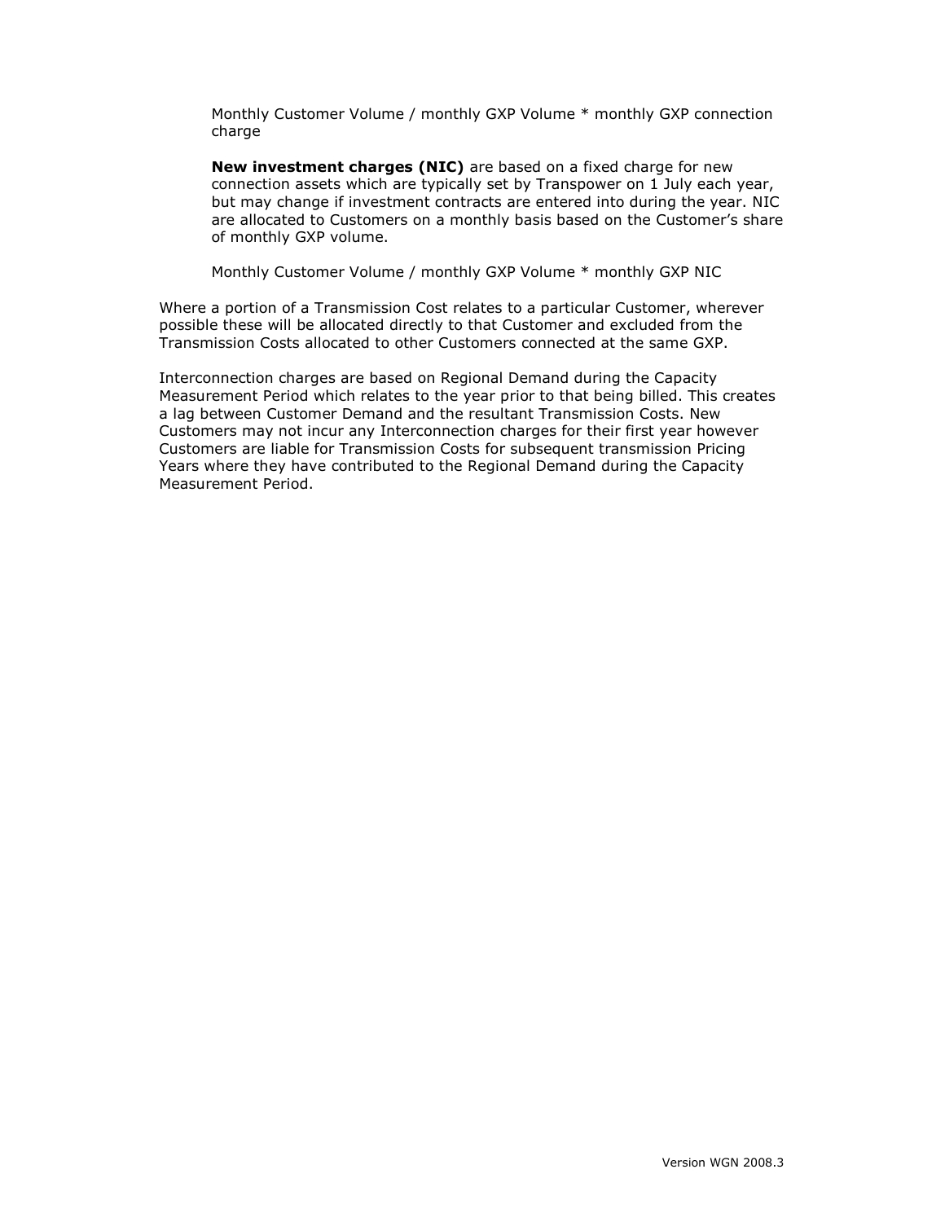Monthly Customer Volume / monthly GXP Volume * monthly GXP connection charge

**New investment charges (NIC)** are based on a fixed charge for new connection assets which are typically set by Transpower on 1 July each year, but may change if investment contracts are entered into during the year. NIC are allocated to Customers on a monthly basis based on the Customer's share of monthly GXP volume.

Monthly Customer Volume / monthly GXP Volume * monthly GXP NIC

Where a portion of a Transmission Cost relates to a particular Customer, wherever possible these will be allocated directly to that Customer and excluded from the Transmission Costs allocated to other Customers connected at the same GXP.

Interconnection charges are based on Regional Demand during the Capacity Measurement Period which relates to the year prior to that being billed. This creates a lag between Customer Demand and the resultant Transmission Costs. New Customers may not incur any Interconnection charges for their first year however Customers are liable for Transmission Costs for subsequent transmission Pricing Years where they have contributed to the Regional Demand during the Capacity Measurement Period.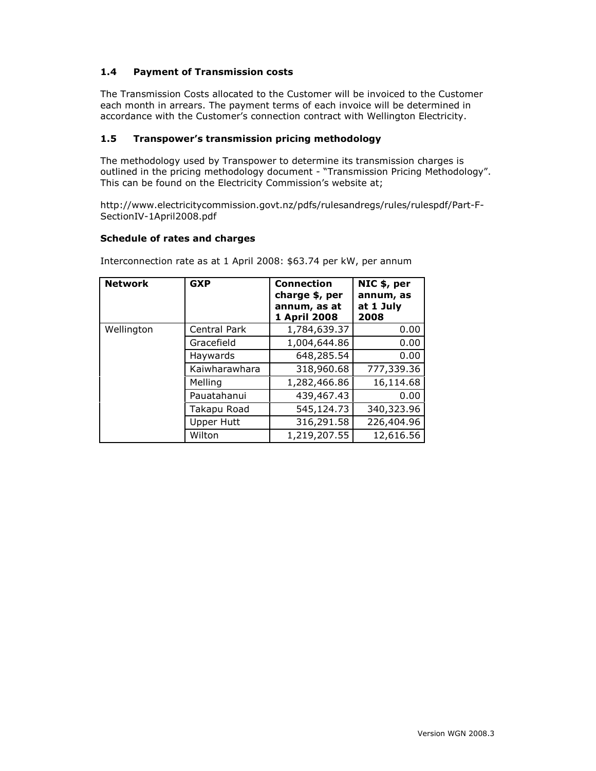### 1.4 Payment of Transmission costs

The Transmission Costs allocated to the Customer will be invoiced to the Customer each month in arrears. The payment terms of each invoice will be determined in accordance with the Customer's connection contract with Wellington Electricity.

### 1.5 Transpower's transmission pricing methodology

The methodology used by Transpower to determine its transmission charges is outlined in the pricing methodology document - "Transmission Pricing Methodology". This can be found on the Electricity Commission's website at;

http://www.electricitycommission.govt.nz/pdfs/rulesandregs/rules/rulespdf/Part-F-SectionIV-1April2008.pdf

**Schedule of rates and charges**

Interconnection rate as at 1 April 2008: $63.74 per kW, per annum

| Network | GXP | Connection charge $, per annum, as at 1 April 2008 | NIC $, per annum, as at 1 July 2008 |
|---|---|---|---|
| Wellington | Central Park | 1,784,639.37 | 0.00 |
| | Gracefield | 1,004,644.86 | 0.00 |
| | Haywards | 648,285.54 | 0.00 |
| | Kaiwharawhara | 318,960.68 | 777,339.36 |
| | Melling | 1,282,466.86 | 16,114.68 |
| | Pauatahanui | 439,467.43 | 0.00 |
| | Takapu Road | 545,124.73 | 340,323.96 |
| | Upper Hutt | 316,291.58 | 226,404.96 |
| | Wilton | 1,219,207.55 | 12,616.56 |